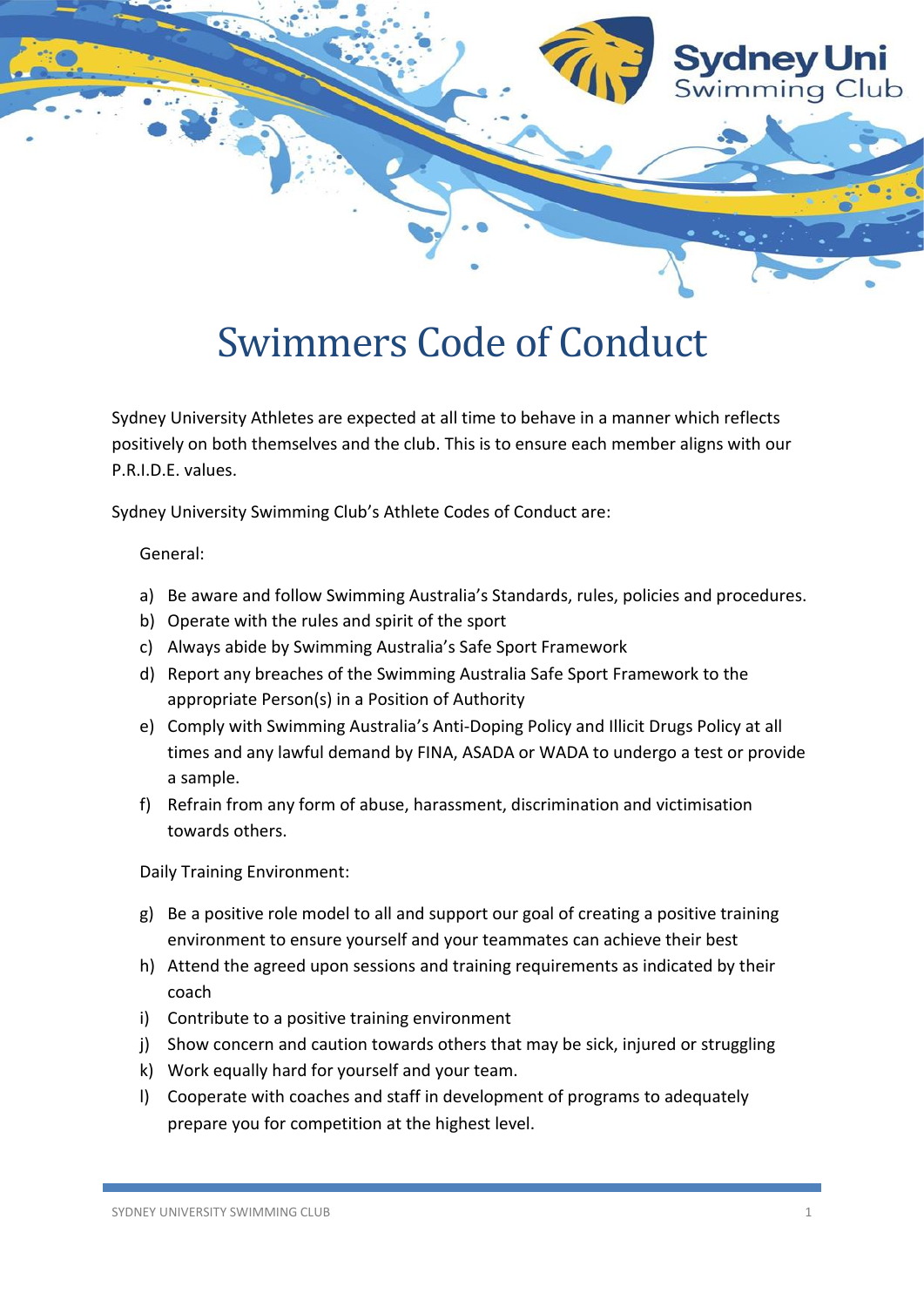# Swimmers Code of Conduct

Sydney University Athletes are expected at all time to behave in a manner which reflects positively on both themselves and the club. This is to ensure each member aligns with our P.R.I.D.E. values.

Sydney University Swimming Club's Athlete Codes of Conduct are:

General:

a) Be aware and follow Swimming Australia's Standards, rules, policies and procedures.
b) Operate with the rules and spirit of the sport
c) Always abide by Swimming Australia's Safe Sport Framework
d) Report any breaches of the Swimming Australia Safe Sport Framework to the appropriate Person(s) in a Position of Authority
e) Comply with Swimming Australia's Anti-Doping Policy and Illicit Drugs Policy at all times and any lawful demand by FINA, ASADA or WADA to undergo a test or provide a sample.
f) Refrain from any form of abuse, harassment, discrimination and victimisation towards others.

Daily Training Environment:

g) Be a positive role model to all and support our goal of creating a positive training environment to ensure yourself and your teammates can achieve their best
h) Attend the agreed upon sessions and training requirements as indicated by their coach
i) Contribute to a positive training environment
j) Show concern and caution towards others that may be sick, injured or struggling
k) Work equally hard for yourself and your team.
l) Cooperate with coaches and staff in development of programs to adequately prepare you for competition at the highest level.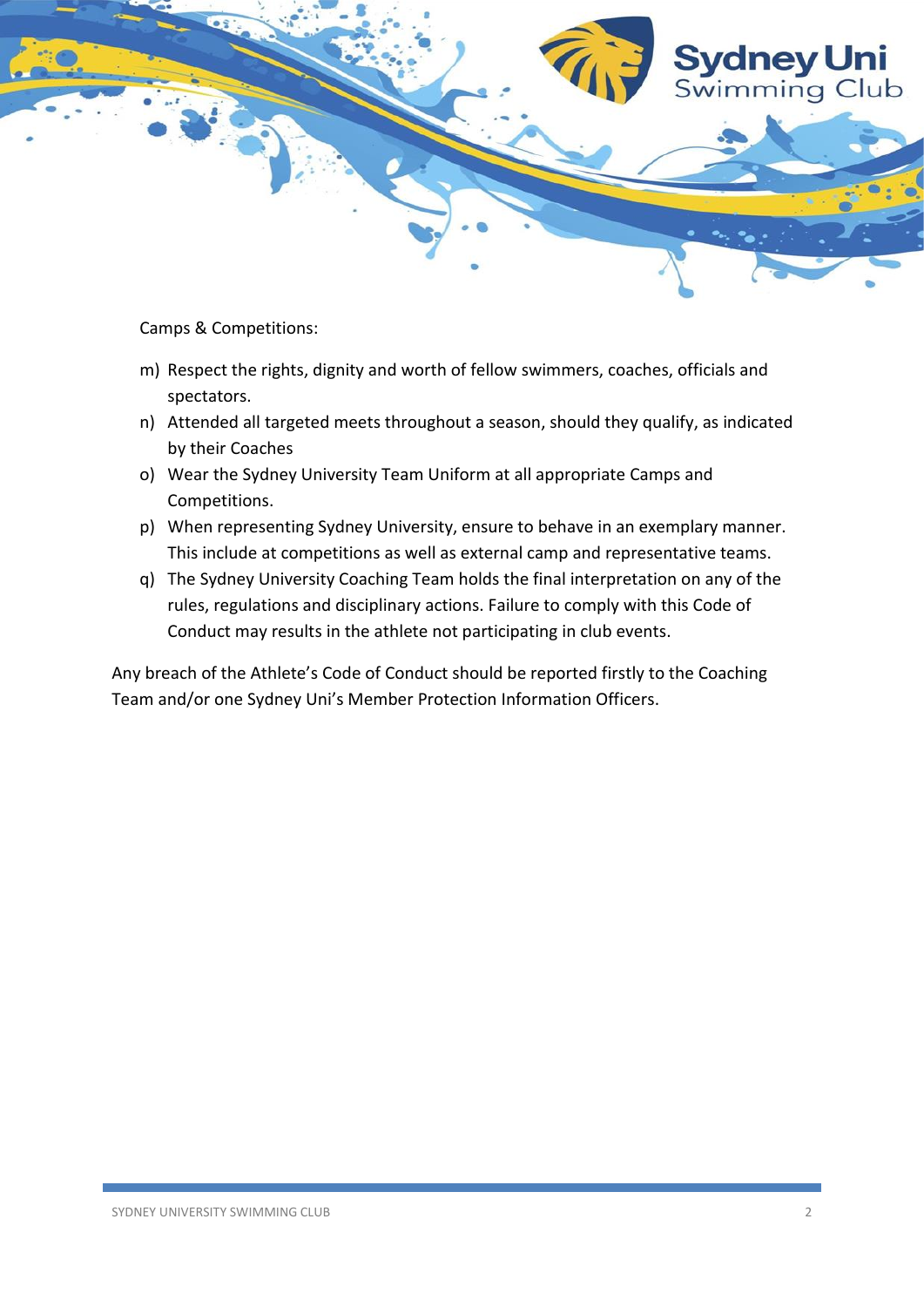Camps & Competitions:

m) Respect the rights, dignity and worth of fellow swimmers, coaches, officials and spectators.
n) Attended all targeted meets throughout a season, should they qualify, as indicated by their Coaches
o) Wear the Sydney University Team Uniform at all appropriate Camps and Competitions.
p) When representing Sydney University, ensure to behave in an exemplary manner. This include at competitions as well as external camp and representative teams.
q) The Sydney University Coaching Team holds the final interpretation on any of the rules, regulations and disciplinary actions. Failure to comply with this Code of Conduct may results in the athlete not participating in club events.

Any breach of the Athlete's Code of Conduct should be reported firstly to the Coaching Team and/or one Sydney Uni's Member Protection Information Officers.